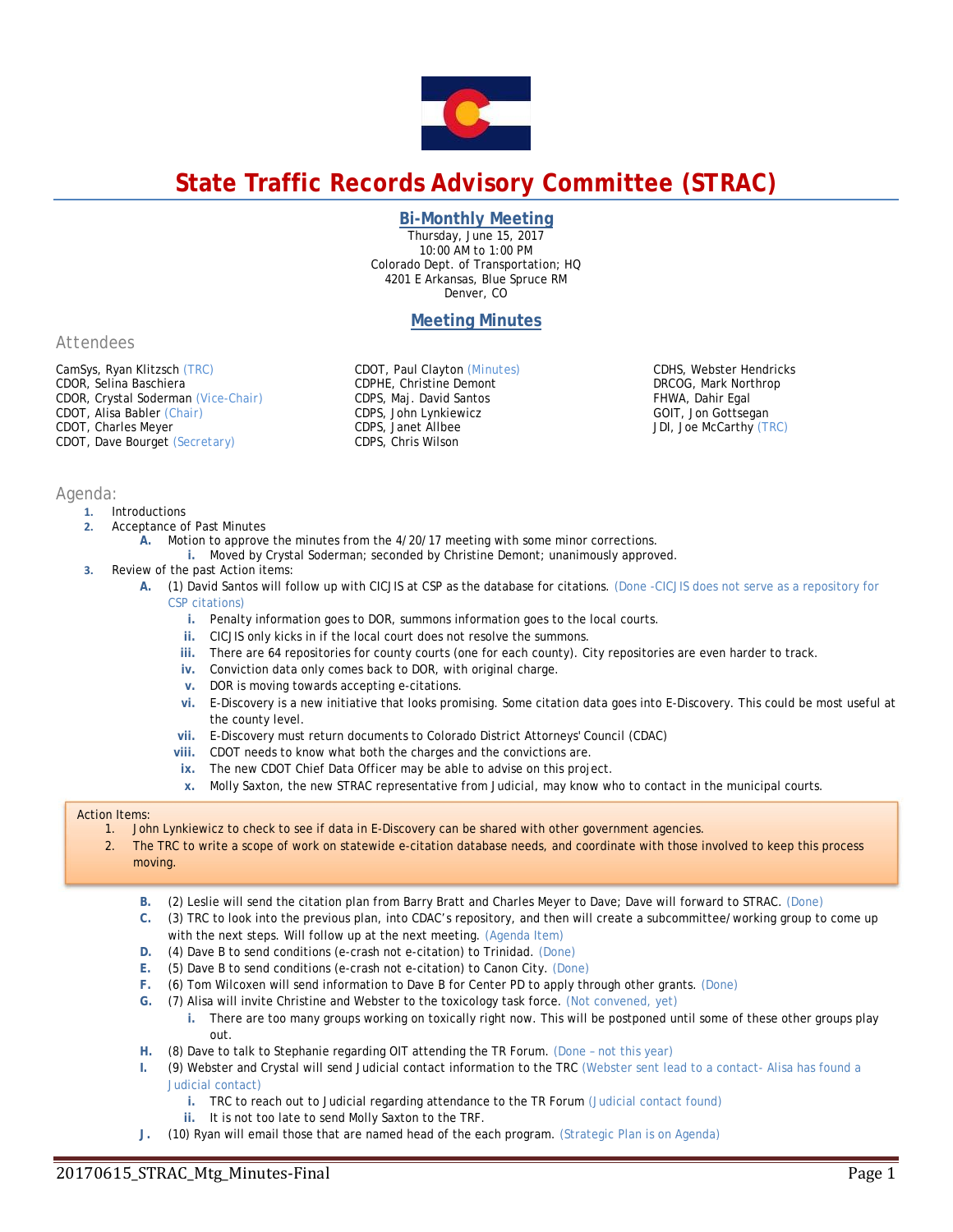# State Traffic Records Advisory Committee (STRAC)

## Bi-Monthly Meeting

Thursday, June 15, 2017
10:00 AM to 1:00 PM
Colorado Dept. of Transportation; HQ
4201 E Arkansas, Blue Spruce RM
Denver, CO

## Meeting Minutes

### Attendees

CamSys, Ryan Klitzsch (TRC)
CDOR, Selina Baschiera
CDOR, Crystal Soderman (Vice-Chair)
CDOT, Alisa Babler (Chair)
CDOT, Charles Meyer
CDOT, Dave Bourget (Secretary)
CDOT, Paul Clayton (Minutes)
CDPHE, Christine Demont
CDPS, Maj. David Santos
CDPS, John Lynkiewicz
CDPS, Janet Allbee
CDPS, Chris Wilson
CDHS, Webster Hendricks
DRCOG, Mark Northrop
FHWA, Dahir Egal
GOIT, Jon Gottsegan
JDI, Joe McCarthy (TRC)

### Agenda:

1. Introductions
2. Acceptance of Past Minutes
   - A. Motion to approve the minutes from the 4/20/17 meeting with some minor corrections.
     - i. Moved by Crystal Soderman; seconded by Christine Demont; unanimously approved.
3. Review of the past Action items:
   - A. (1) David Santos will follow up with CICJIS at CSP as the database for citations. (Done -CICJIS does not serve as a repository for CSP citations)
     - i. Penalty information goes to DOR, summons information goes to the local courts.
     - ii. CICJIS only kicks in if the local court does not resolve the summons.
     - iii. There are 64 repositories for county courts (one for each county). City repositories are even harder to track.
     - iv. Conviction data only comes back to DOR, with original charge.
     - v. DOR is moving towards accepting e-citations.
     - vi. E-Discovery is a new initiative that looks promising. Some citation data goes into E-Discovery. This could be most useful at the county level.
     - vii. E-Discovery must return documents to Colorado District Attorneys' Council (CDAC)
     - viii. CDOT needs to know what both the charges and the convictions are.
     - ix. The new CDOT Chief Data Officer may be able to advise on this project.
     - x. Molly Saxton, the new STRAC representative from Judicial, may know who to contact in the municipal courts.

> Action Items:
> 1. John Lynkiewicz to check to see if data in E-Discovery can be shared with other government agencies.
> 2. The TRC to write a scope of work on statewide e-citation database needs, and coordinate with those involved to keep this process moving.

   - B. (2) Leslie will send the citation plan from Barry Bratt and Charles Meyer to Dave; Dave will forward to STRAC. (Done)
   - C. (3) TRC to look into the previous plan, into CDAC's repository, and then will create a subcommittee/working group to come up with the next steps. Will follow up at the next meeting. (Agenda Item)
   - D. (4) Dave B to send conditions (e-crash not e-citation) to Trinidad. (Done)
   - E. (5) Dave B to send conditions (e-crash not e-citation) to Canon City. (Done)
   - F. (6) Tom Wilcoxen will send information to Dave B for Center PD to apply through other grants. (Done)
   - G. (7) Alisa will invite Christine and Webster to the toxicology task force. (Not convened, yet)
     - i. There are too many groups working on toxically right now. This will be postponed until some of these other groups play out.
   - H. (8) Dave to talk to Stephanie regarding OIT attending the TR Forum. (Done – not this year)
   - I. (9) Webster and Crystal will send Judicial contact information to the TRC (Webster sent lead to a contact- Alisa has found a Judicial contact)
     - i. TRC to reach out to Judicial regarding attendance to the TR Forum (Judicial contact found)
     - ii. It is not too late to send Molly Saxton to the TRF.
   - J. (10) Ryan will email those that are named head of the each program. (Strategic Plan is on Agenda)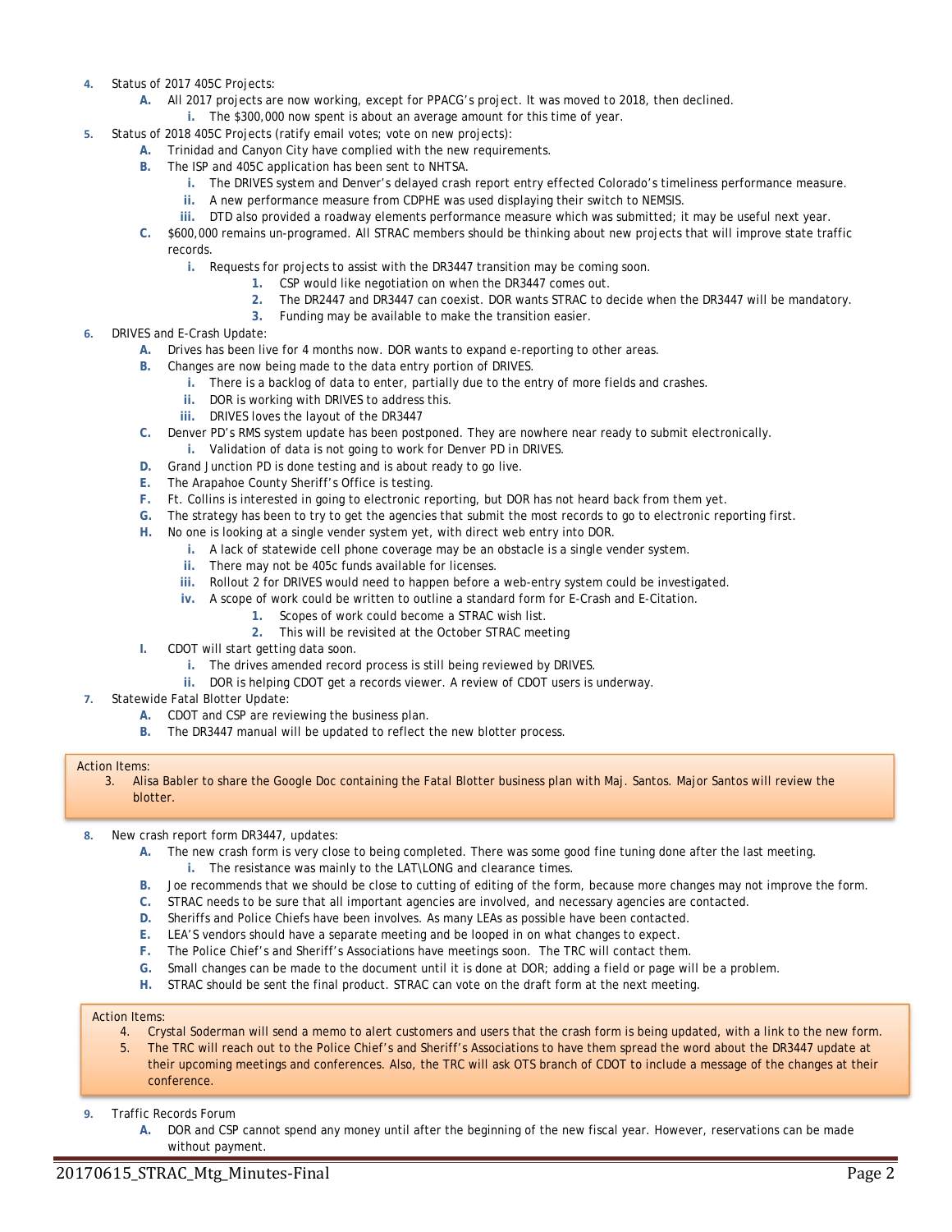4. Status of 2017 405C Projects:
    - A. All 2017 projects are now working, except for PPACG's project. It was moved to 2018, then declined.
        - i. The $300,000 now spent is about an average amount for this time of year.
5. Status of 2018 405C Projects (ratify email votes; vote on new projects):
    - A. Trinidad and Canyon City have complied with the new requirements.
    - B. The ISP and 405C application has been sent to NHTSA.
        - i. The DRIVES system and Denver's delayed crash report entry effected Colorado's timeliness performance measure.
        - ii. A new performance measure from CDPHE was used displaying their switch to NEMSIS.
        - iii. DTD also provided a roadway elements performance measure which was submitted; it may be useful next year.
    - C. $600,000 remains un-programed. All STRAC members should be thinking about new projects that will improve state traffic records.
        - i. Requests for projects to assist with the DR3447 transition may be coming soon.
            1. CSP would like negotiation on when the DR3447 comes out.
            2. The DR2447 and DR3447 can coexist. DOR wants STRAC to decide when the DR3447 will be mandatory.
            3. Funding may be available to make the transition easier.
6. DRIVES and E-Crash Update:
    - A. Drives has been live for 4 months now. DOR wants to expand e-reporting to other areas.
    - B. Changes are now being made to the data entry portion of DRIVES.
        - i. There is a backlog of data to enter, partially due to the entry of more fields and crashes.
        - ii. DOR is working with DRIVES to address this.
        - iii. DRIVES loves the layout of the DR3447
    - C. Denver PD's RMS system update has been postponed. They are nowhere near ready to submit electronically.
        - i. Validation of data is not going to work for Denver PD in DRIVES.
    - D. Grand Junction PD is done testing and is about ready to go live.
    - E. The Arapahoe County Sheriff's Office is testing.
    - F. Ft. Collins is interested in going to electronic reporting, but DOR has not heard back from them yet.
    - G. The strategy has been to try to get the agencies that submit the most records to go to electronic reporting first.
    - H. No one is looking at a single vender system yet, with direct web entry into DOR.
        - i. A lack of statewide cell phone coverage may be an obstacle is a single vender system.
        - ii. There may not be 405c funds available for licenses.
        - iii. Rollout 2 for DRIVES would need to happen before a web-entry system could be investigated.
        - iv. A scope of work could be written to outline a standard form for E-Crash and E-Citation.
            1. Scopes of work could become a STRAC wish list.
            2. This will be revisited at the October STRAC meeting
    - I. CDOT will start getting data soon.
        - i. The drives amended record process is still being reviewed by DRIVES.
        - ii. DOR is helping CDOT get a records viewer. A review of CDOT users is underway.
7. Statewide Fatal Blotter Update:
    - A. CDOT and CSP are reviewing the business plan.
    - B. The DR3447 manual will be updated to reflect the new blotter process.

> Action Items:
> 3. Alisa Babler to share the Google Doc containing the Fatal Blotter business plan with Maj. Santos. Major Santos will review the blotter.

8. New crash report form DR3447, updates:
    - A. The new crash form is very close to being completed. There was some good fine tuning done after the last meeting.
        - i. The resistance was mainly to the LAT\LONG and clearance times.
    - B. Joe recommends that we should be close to cutting of editing of the form, because more changes may not improve the form.
    - C. STRAC needs to be sure that all important agencies are involved, and necessary agencies are contacted.
    - D. Sheriffs and Police Chiefs have been involves. As many LEAs as possible have been contacted.
    - E. LEA'S vendors should have a separate meeting and be looped in on what changes to expect.
    - F. The Police Chief's and Sheriff's Associations have meetings soon. The TRC will contact them.
    - G. Small changes can be made to the document until it is done at DOR; adding a field or page will be a problem.
    - H. STRAC should be sent the final product. STRAC can vote on the draft form at the next meeting.

> Action Items:
> 4. Crystal Soderman will send a memo to alert customers and users that the crash form is being updated, with a link to the new form.
> 5. The TRC will reach out to the Police Chief's and Sheriff's Associations to have them spread the word about the DR3447 update at their upcoming meetings and conferences. Also, the TRC will ask OTS branch of CDOT to include a message of the changes at their conference.

9. Traffic Records Forum
    - A. DOR and CSP cannot spend any money until after the beginning of the new fiscal year. However, reservations can be made without payment.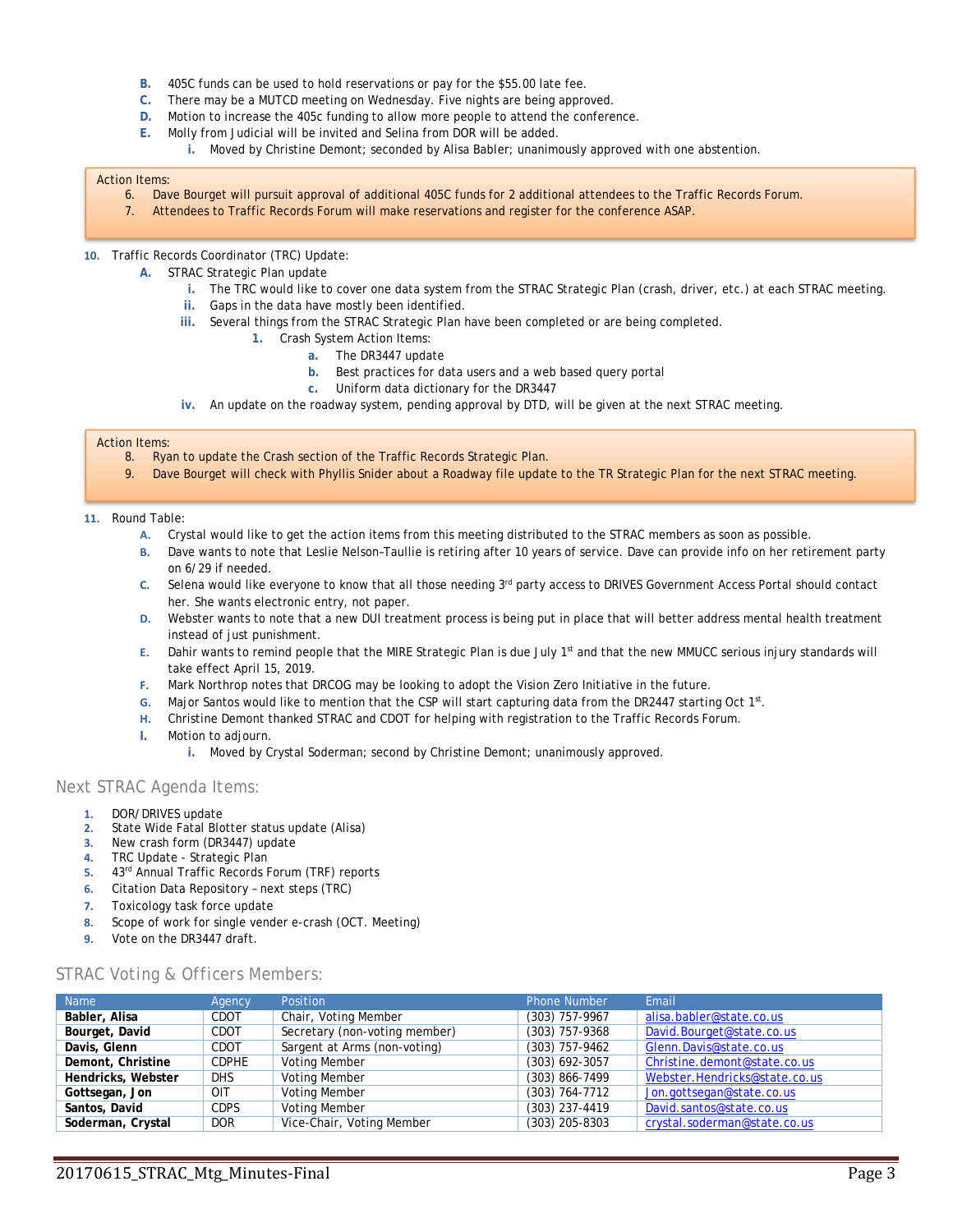B. 405C funds can be used to hold reservations or pay for the $55.00 late fee.
C. There may be a MUTCD meeting on Wednesday. Five nights are being approved.
D. Motion to increase the 405c funding to allow more people to attend the conference.
E. Molly from Judicial will be invited and Selina from DOR will be added.
   i. Moved by Christine Demont; seconded by Alisa Babler; unanimously approved with one abstention.

> Action Items:
> 6. Dave Bourget will pursuit approval of additional 405C funds for 2 additional attendees to the Traffic Records Forum.
> 7. Attendees to Traffic Records Forum will make reservations and register for the conference ASAP.

10. Traffic Records Coordinator (TRC) Update:
    A. STRAC Strategic Plan update
       i. The TRC would like to cover one data system from the STRAC Strategic Plan (crash, driver, etc.) at each STRAC meeting.
       ii. Gaps in the data have mostly been identified.
       iii. Several things from the STRAC Strategic Plan have been completed or are being completed.
          1. Crash System Action Items:
             a. The DR3447 update
             b. Best practices for data users and a web based query portal
             c. Uniform data dictionary for the DR3447
       iv. An update on the roadway system, pending approval by DTD, will be given at the next STRAC meeting.

> Action Items:
> 8. Ryan to update the Crash section of the Traffic Records Strategic Plan.
> 9. Dave Bourget will check with Phyllis Snider about a Roadway file update to the TR Strategic Plan for the next STRAC meeting.

11. Round Table:
    A. Crystal would like to get the action items from this meeting distributed to the STRAC members as soon as possible.
    B. Dave wants to note that Leslie Nelson–Taullie is retiring after 10 years of service. Dave can provide info on her retirement party on 6/29 if needed.
    C. Selena would like everyone to know that all those needing 3rd party access to DRIVES Government Access Portal should contact her. She wants electronic entry, not paper.
    D. Webster wants to note that a new DUI treatment process is being put in place that will better address mental health treatment instead of just punishment.
    E. Dahir wants to remind people that the MIRE Strategic Plan is due July 1st and that the new MMUCC serious injury standards will take effect April 15, 2019.
    F. Mark Northrop notes that DRCOG may be looking to adopt the Vision Zero Initiative in the future.
    G. Major Santos would like to mention that the CSP will start capturing data from the DR2447 starting Oct 1st.
    H. Christine Demont thanked STRAC and CDOT for helping with registration to the Traffic Records Forum.
    I. Motion to adjourn.
       i. Moved by Crystal Soderman; second by Christine Demont; unanimously approved.

## Next STRAC Agenda Items:

1. DOR/DRIVES update
2. State Wide Fatal Blotter status update (Alisa)
3. New crash form (DR3447) update
4. TRC Update - Strategic Plan
5. 43rd Annual Traffic Records Forum (TRF) reports
6. Citation Data Repository – next steps (TRC)
7. Toxicology task force update
8. Scope of work for single vender e-crash (OCT. Meeting)
9. Vote on the DR3447 draft.

## STRAC Voting & Officers Members:

| Name | Agency | Position | Phone Number | Email |
|---|---|---|---|---|
| **Babler, Alisa** | CDOT | Chair, Voting Member | (303) 757-9967 | alisa.babler@state.co.us |
| **Bourget, David** | CDOT | Secretary (non-voting member) | (303) 757-9368 | David.Bourget@state.co.us |
| **Davis, Glenn** | CDOT | Sargent at Arms (non-voting) | (303) 757-9462 | Glenn.Davis@state.co.us |
| **Demont, Christine** | CDPHE | Voting Member | (303) 692-3057 | Christine.demont@state.co.us |
| **Hendricks, Webster** | DHS | Voting Member | (303) 866-7499 | Webster.Hendricks@state.co.us |
| **Gottsegan, Jon** | OIT | Voting Member | (303) 764-7712 | Jon.gottsegan@state.co.us |
| **Santos, David** | CDPS | Voting Member | (303) 237-4419 | David.santos@state.co.us |
| **Soderman, Crystal** | DOR | Vice-Chair, Voting Member | (303) 205-8303 | crystal.soderman@state.co.us |